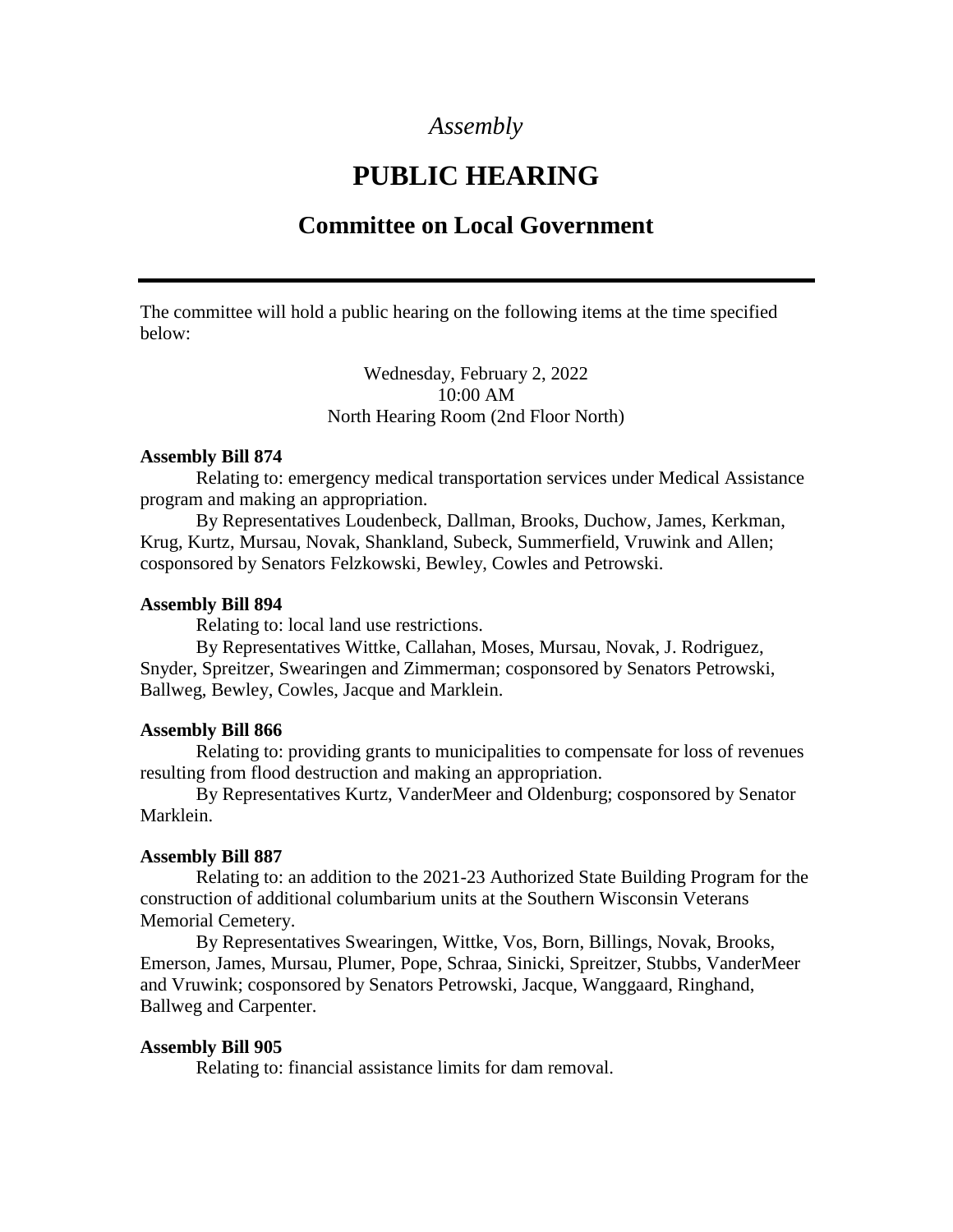*Assembly*

# PUBLIC HEARING

## Committee on Local Government

---

The committee will hold a public hearing on the following items at the time specified below:

Wednesday, February 2, 2022
10:00 AM
North Hearing Room (2nd Floor North)

**Assembly Bill 874**

Relating to: emergency medical transportation services under Medical Assistance program and making an appropriation.

By Representatives Loudenbeck, Dallman, Brooks, Duchow, James, Kerkman, Krug, Kurtz, Mursau, Novak, Shankland, Subeck, Summerfield, Vruwink and Allen; cosponsored by Senators Felzkowski, Bewley, Cowles and Petrowski.

**Assembly Bill 894**

Relating to: local land use restrictions.

By Representatives Wittke, Callahan, Moses, Mursau, Novak, J. Rodriguez, Snyder, Spreitzer, Swearingen and Zimmerman; cosponsored by Senators Petrowski, Ballweg, Bewley, Cowles, Jacque and Marklein.

**Assembly Bill 866**

Relating to: providing grants to municipalities to compensate for loss of revenues resulting from flood destruction and making an appropriation.

By Representatives Kurtz, VanderMeer and Oldenburg; cosponsored by Senator Marklein.

**Assembly Bill 887**

Relating to: an addition to the 2021-23 Authorized State Building Program for the construction of additional columbarium units at the Southern Wisconsin Veterans Memorial Cemetery.

By Representatives Swearingen, Wittke, Vos, Born, Billings, Novak, Brooks, Emerson, James, Mursau, Plumer, Pope, Schraa, Sinicki, Spreitzer, Stubbs, VanderMeer and Vruwink; cosponsored by Senators Petrowski, Jacque, Wanggaard, Ringhand, Ballweg and Carpenter.

**Assembly Bill 905**

Relating to: financial assistance limits for dam removal.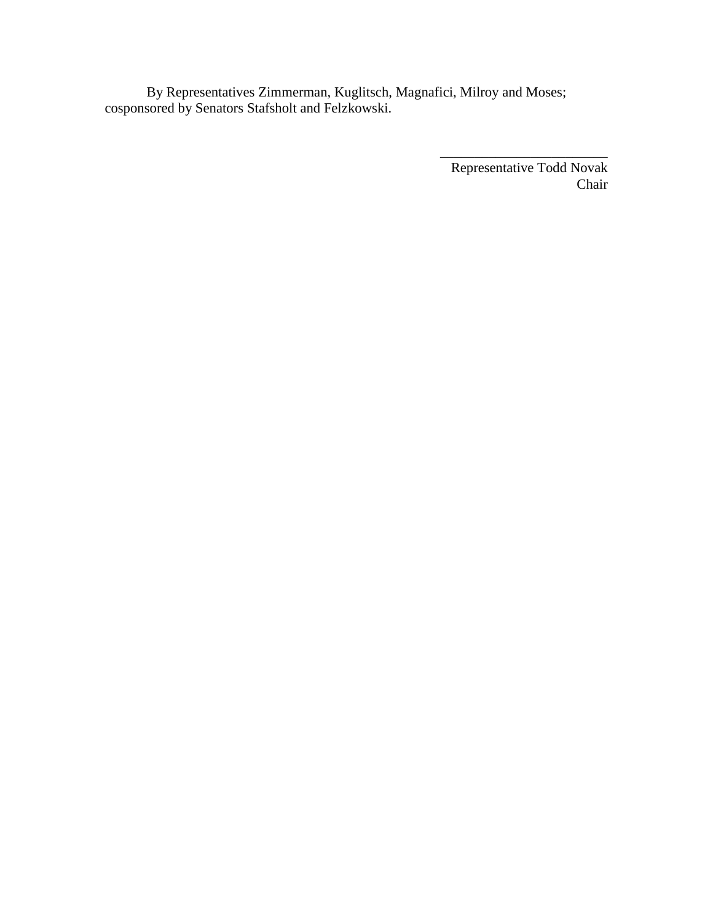By Representatives Zimmerman, Kuglitsch, Magnafici, Milroy and Moses; cosponsored by Senators Stafsholt and Felzkowski.

\_\_\_\_\_\_\_\_\_\_\_\_\_\_\_\_\_\_\_\_\_\_\_\_

Representative Todd Novak
Chair